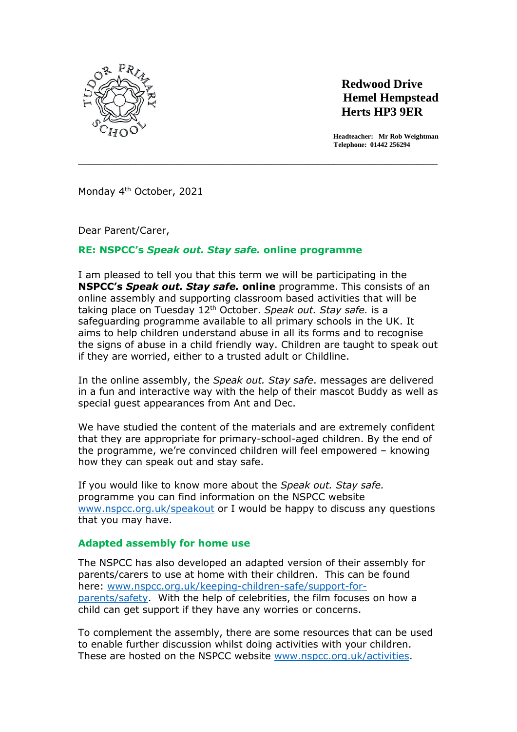Tudor Primary School

**Redwood Drive**
**Hemel Hempstead**
**Herts HP3 9ER**

**Headteacher: Mr Rob Weightman**
**Telephone: 01442 256294**

---

Monday 4th October, 2021

Dear Parent/Carer,

## RE: NSPCC's *Speak out. Stay safe.* online programme

I am pleased to tell you that this term we will be participating in the **NSPCC's *Speak out. Stay safe.* online** programme. This consists of an online assembly and supporting classroom based activities that will be taking place on Tuesday 12th October. *Speak out. Stay safe.* is a safeguarding programme available to all primary schools in the UK. It aims to help children understand abuse in all its forms and to recognise the signs of abuse in a child friendly way. Children are taught to speak out if they are worried, either to a trusted adult or Childline.

In the online assembly, the *Speak out. Stay safe*. messages are delivered in a fun and interactive way with the help of their mascot Buddy as well as special guest appearances from Ant and Dec.

We have studied the content of the materials and are extremely confident that they are appropriate for primary-school-aged children. By the end of the programme, we're convinced children will feel empowered – knowing how they can speak out and stay safe.

If you would like to know more about the *Speak out. Stay safe.* programme you can find information on the NSPCC website [www.nspcc.org.uk/speakout](http://www.nspcc.org.uk/speakout) or I would be happy to discuss any questions that you may have.

## Adapted assembly for home use

The NSPCC has also developed an adapted version of their assembly for parents/carers to use at home with their children. This can be found here: [www.nspcc.org.uk/keeping-children-safe/support-for-parents/safety](http://www.nspcc.org.uk/keeping-children-safe/support-for-parents/safety). With the help of celebrities, the film focuses on how a child can get support if they have any worries or concerns.

To complement the assembly, there are some resources that can be used to enable further discussion whilst doing activities with your children. These are hosted on the NSPCC website [www.nspcc.org.uk/activities](http://www.nspcc.org.uk/activities).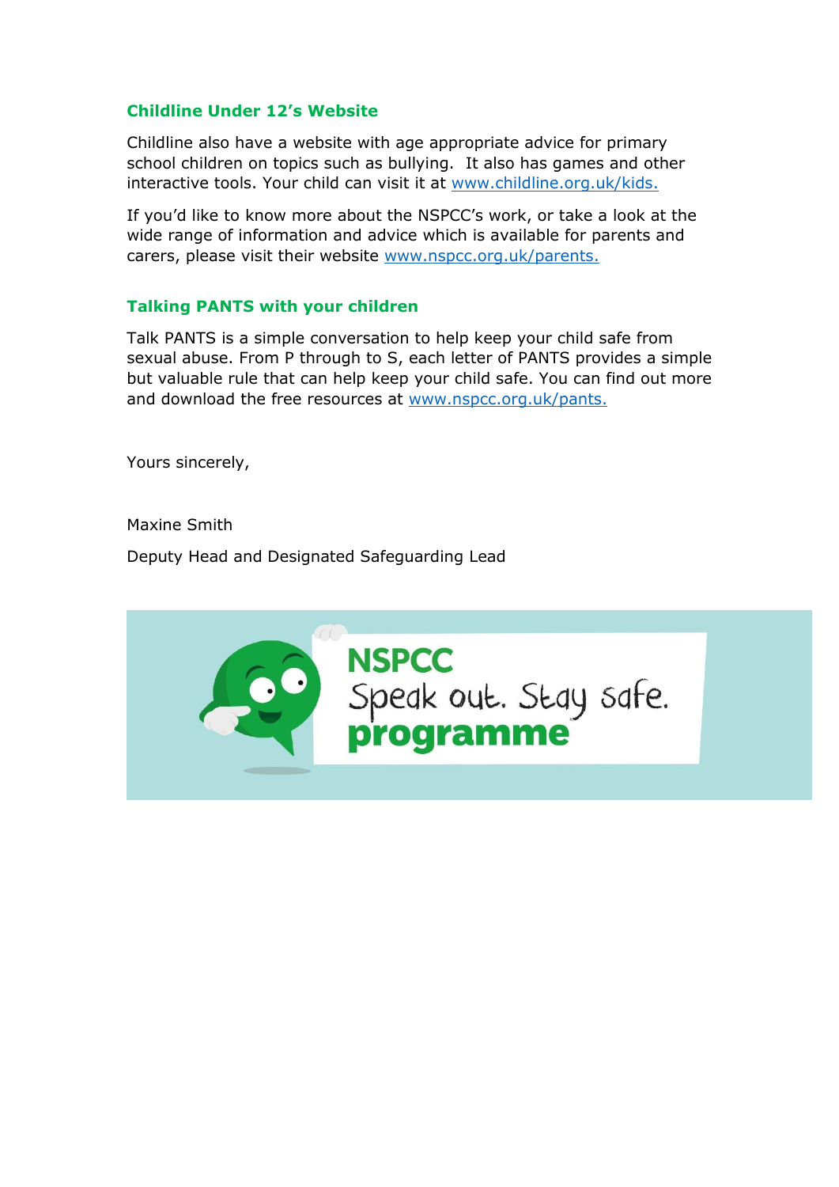### Childline Under 12's Website

Childline also have a website with age appropriate advice for primary school children on topics such as bullying. It also has games and other interactive tools. Your child can visit it at www.childline.org.uk/kids.

If you'd like to know more about the NSPCC's work, or take a look at the wide range of information and advice which is available for parents and carers, please visit their website www.nspcc.org.uk/parents.

### Talking PANTS with your children

Talk PANTS is a simple conversation to help keep your child safe from sexual abuse. From P through to S, each letter of PANTS provides a simple but valuable rule that can help keep your child safe. You can find out more and download the free resources at www.nspcc.org.uk/pants.

Yours sincerely,

Maxine Smith

Deputy Head and Designated Safeguarding Lead

NSPCC
Speak out. Stay safe.
programme